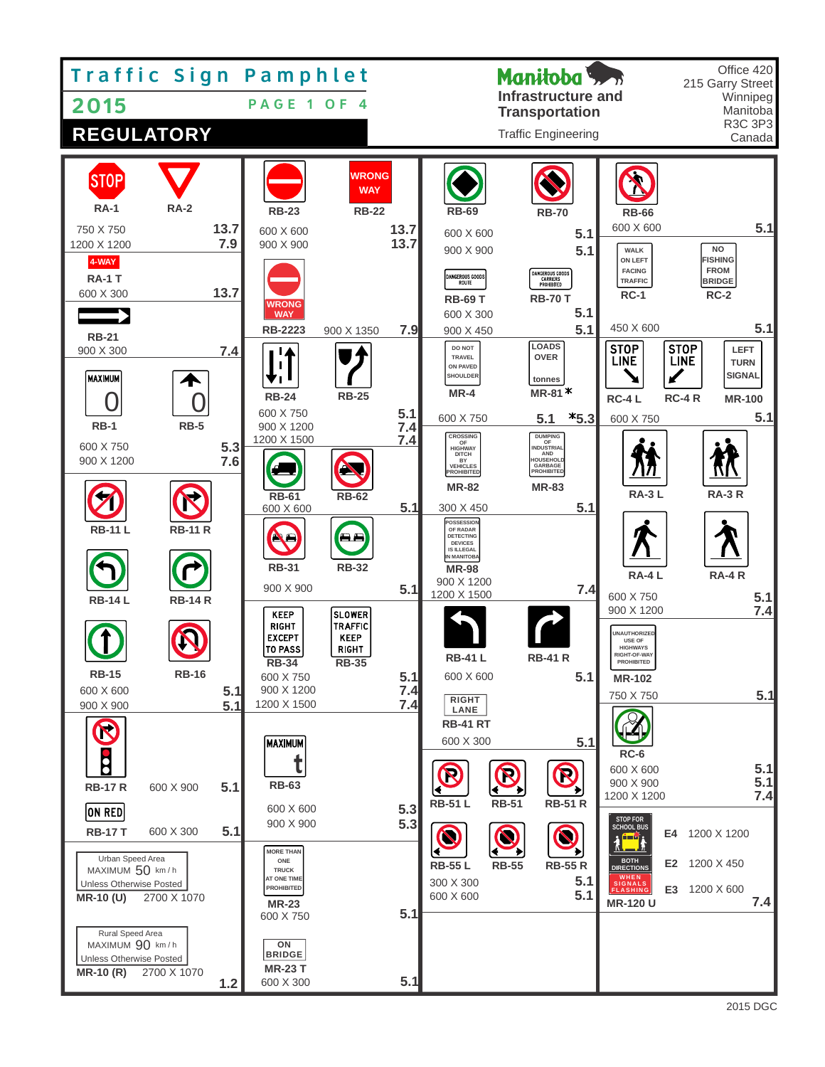# Traffic Sign Pamphlet

## 2015

PAGE 1 OF 4

## REGULATORY

Manitoba
Infrastructure and Transportation
Traffic Engineering

Office 420
215 Garry Street
Winnipeg
Manitoba
R3C 3P3
Canada

---

STOP — **RA-1**
**RA-2**
750 X 750 — 13.7
1200 X 1200 — 7.9

4-WAY — **RA-1 T**
600 X 300 — 13.7

**RB-21**
900 X 300 — 7.4

MAXIMUM 0 — **RB-1**
**RB-5**
600 X 750 — 5.3
900 X 1200 — 7.6

**RB-11 L** **RB-11 R**

**RB-14 L** **RB-14 R**

**RB-15** **RB-16**
600 X 600 — 5.1
900 X 900 — 5.1

**RB-17 R** 600 X 900 — 5.1

ON RED — **RB-17 T** 600 X 300 — 5.1

Urban Speed Area
MAXIMUM 50 km / h
Unless Otherwise Posted
**MR-10 (U)** 2700 X 1070

Rural Speed Area
MAXIMUM 90 km / h
Unless Otherwise Posted
**MR-10 (R)** 2700 X 1070 — 1.2

---

**RB-23**
WRONG WAY — **RB-22**
600 X 600 — 13.7
900 X 900 — 13.7

WRONG WAY — **RB-2223** 900 X 1350 — 7.9

**RB-24** **RB-25**
600 X 750 — 5.1
900 X 1200 — 7.4
1200 X 1500 — 7.4

**RB-61** **RB-62**
600 X 600 — 5.1

**RB-31** **RB-32**
900 X 900 — 5.1

KEEP RIGHT EXCEPT TO PASS — **RB-34**
SLOWER TRAFFIC KEEP RIGHT — **RB-35**
600 X 750 — 5.1
900 X 1200 — 7.4
1200 X 1500 — 7.4

MAXIMUM t — **RB-63**
600 X 600 — 5.3
900 X 900 — 5.3

MORE THAN ONE TRUCK AT ONE TIME PROHIBITED — **MR-23**
600 X 750 — 5.1

ON BRIDGE — **MR-23 T**
600 X 300 — 5.1

---

**RB-69** **RB-70**
600 X 600 — 5.1
900 X 900 — 5.1

DANGEROUS GOODS ROUTE — **RB-69 T**
DANGEROUS GOODS CARRIERS PROHIBITED — **RB-70 T**
600 X 300 — 5.1
900 X 450 — 5.1

DO NOT TRAVEL ON PAVED SHOULDER — **MR-4**
LOADS OVER tonnes — **MR-81** *
600 X 750 — 5.1 *5.3

CROSSING OF HIGHWAY DITCH BY VEHICLES PROHIBITED — **MR-82**
DUMPING OF INDUSTRIAL AND HOUSEHOLD GARBAGE PROHIBITED — **MR-83**
300 X 450 — 5.1

POSSESSION OF RADAR DETECTING DEVICES IS ILLEGAL IN MANITOBA — **MR-98**
900 X 1200 — 7.4
1200 X 1500

**RB-41 L** **RB-41 R**
600 X 600 — 5.1

RIGHT LANE — **RB-41 RT**
600 X 300 — 5.1

**RB-51 L** **RB-51** **RB-51 R**

**RB-55 L** **RB-55** **RB-55 R**
300 X 300 — 5.1
600 X 600 — 5.1

---

**RB-66**
600 X 600 — 5.1

WALK ON LEFT FACING TRAFFIC — **RC-1**
NO FISHING FROM BRIDGE — **RC-2**
450 X 600 — 5.1

STOP LINE — **RC-4 L**
STOP LINE — **RC-4 R**
LEFT TURN SIGNAL — **MR-100**
600 X 750 — 5.1

**RA-3 L** **RA-3 R**

**RA-4 L** **RA-4 R**
600 X 750 — 5.1
900 X 1200 — 7.4

UNAUTHORIZED USE OF HIGHWAYS RIGHT-OF-WAY PROHIBITED — **MR-102**
750 X 750 — 5.1

**RC-6**
600 X 600 — 5.1
900 X 900 — 5.1
1200 X 1200 — 7.4

STOP FOR SCHOOL BUS / BOTH DIRECTIONS / WHEN SIGNALS FLASHING — **MR-120 U**
E4 1200 X 1200
E2 1200 X 450
E3 1200 X 600 — 7.4

2015 DGC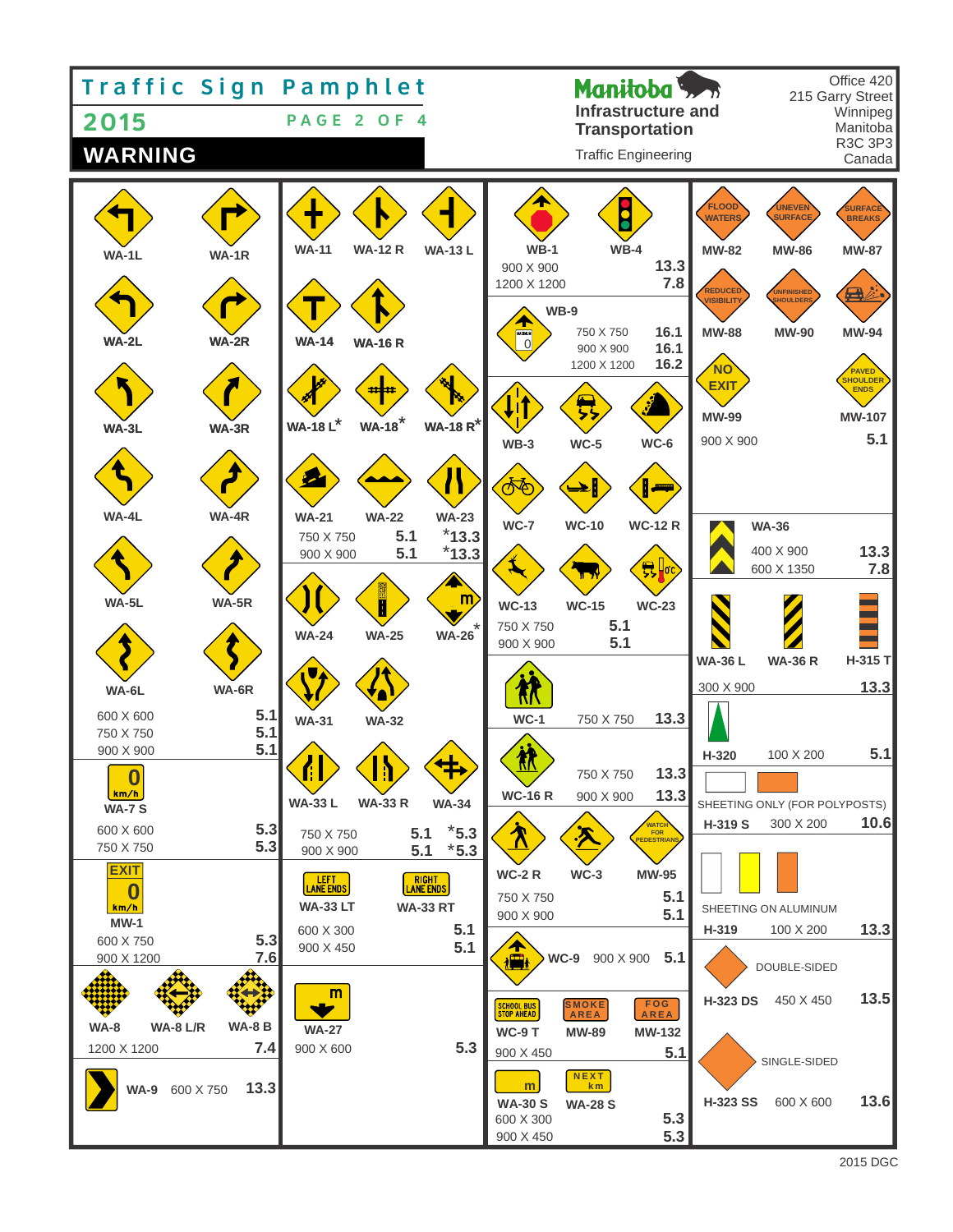# Traffic Sign Pamphlet

## 2015

PAGE 2 OF 4

## WARNING

Manitoba
Infrastructure and Transportation
Traffic Engineering

Office 420
215 Garry Street
Winnipeg
Manitoba
R3C 3P3
Canada

---

WA-1L, WA-1R
WA-2L, WA-2R
WA-3L, WA-3R
WA-4L, WA-4R
WA-5L, WA-5R
WA-6L, WA-6R

| Size | |
|---|---|
| 600 X 600 | 5.1 |
| 750 X 750 | 5.1 |
| 900 X 900 | 5.1 |

WA-7 S (0 km/h)

| Size | |
|---|---|
| 600 X 600 | 5.3 |
| 750 X 750 | 5.3 |

MW-1 (EXIT 0 km/h)

| Size | |
|---|---|
| 600 X 750 | 5.3 |
| 900 X 1200 | 7.6 |

WA-8, WA-8 L/R, WA-8 B

| Size | |
|---|---|
| 1200 X 1200 | 7.4 |

WA-9 600 X 750 13.3

---

WA-11, WA-12 R, WA-13 L
WA-14, WA-16 R
WA-18 L*, WA-18*, WA-18 R*
WA-21, WA-22, WA-23

| Size | WA-21, WA-22 | WA-23 |
|---|---|---|
| 750 X 750 | 5.1 | *13.3 |
| 900 X 900 | 5.1 | *13.3 |

WA-24, WA-25, WA-26*
WA-31, WA-32
WA-33 L, WA-33 R, WA-34

| Size | | |
|---|---|---|
| 750 X 750 | 5.1 | *5.3 |
| 900 X 900 | 5.1 | *5.3 |

WA-33 LT (LEFT LANE ENDS), WA-33 RT (RIGHT LANE ENDS)

| Size | |
|---|---|
| 600 X 300 | 5.1 |
| 900 X 450 | 5.1 |

WA-27 (m)

| Size | |
|---|---|
| 900 X 600 | 5.3 |

---

WB-1, WB-4

| Size | |
|---|---|
| 900 X 900 | 13.3 |
| 1200 X 1200 | 7.8 |

WB-9

| Size | |
|---|---|
| 750 X 750 | 16.1 |
| 900 X 900 | 16.1 |
| 1200 X 1200 | 16.2 |

WB-3, WC-5, WC-6
WC-7, WC-10, WC-12 R
WC-13, WC-15, WC-23

| Size | |
|---|---|
| 750 X 750 | 5.1 |
| 900 X 900 | 5.1 |

WC-1 750 X 750 13.3

WC-16 R

| Size | |
|---|---|
| 750 X 750 | 13.3 |
| 900 X 900 | 13.3 |

WC-2 R, WC-3, MW-95 (WATCH FOR PEDESTRIANS)

| Size | |
|---|---|
| 750 X 750 | 5.1 |
| 900 X 900 | 5.1 |

WC-9 900 X 900 5.1

WC-9 T (SCHOOL BUS STOP AHEAD), MW-89 (SMOKE AREA), MW-132 (FOG AREA)

| Size | |
|---|---|
| 900 X 450 | 5.1 |

WA-30 S (m), WA-28 S (NEXT km)

| Size | |
|---|---|
| 600 X 300 | 5.3 |
| 900 X 450 | 5.3 |

---

MW-82 (FLOOD WATERS), MW-86 (UNEVEN SURFACE), MW-87 (SURFACE BREAKS)
MW-88 (REDUCED VISIBILITY), MW-90 (UNFINISHED SHOULDERS), MW-94
MW-99 (NO EXIT), MW-107 (PAVED SHOULDER ENDS)

| Size | |
|---|---|
| 900 X 900 | 5.1 |

WA-36

| Size | |
|---|---|
| 400 X 900 | 13.3 |
| 600 X 1350 | 7.8 |

WA-36 L, WA-36 R, H-315 T

| Size | |
|---|---|
| 300 X 900 | 13.3 |

H-320 100 X 200 5.1

SHEETING ONLY (FOR POLYPOSTS)

H-319 S 300 X 200 10.6

SHEETING ON ALUMINUM

H-319 100 X 200 13.3

DOUBLE-SIDED

H-323 DS 450 X 450 13.5

SINGLE-SIDED

H-323 SS 600 X 600 13.6

2015 DGC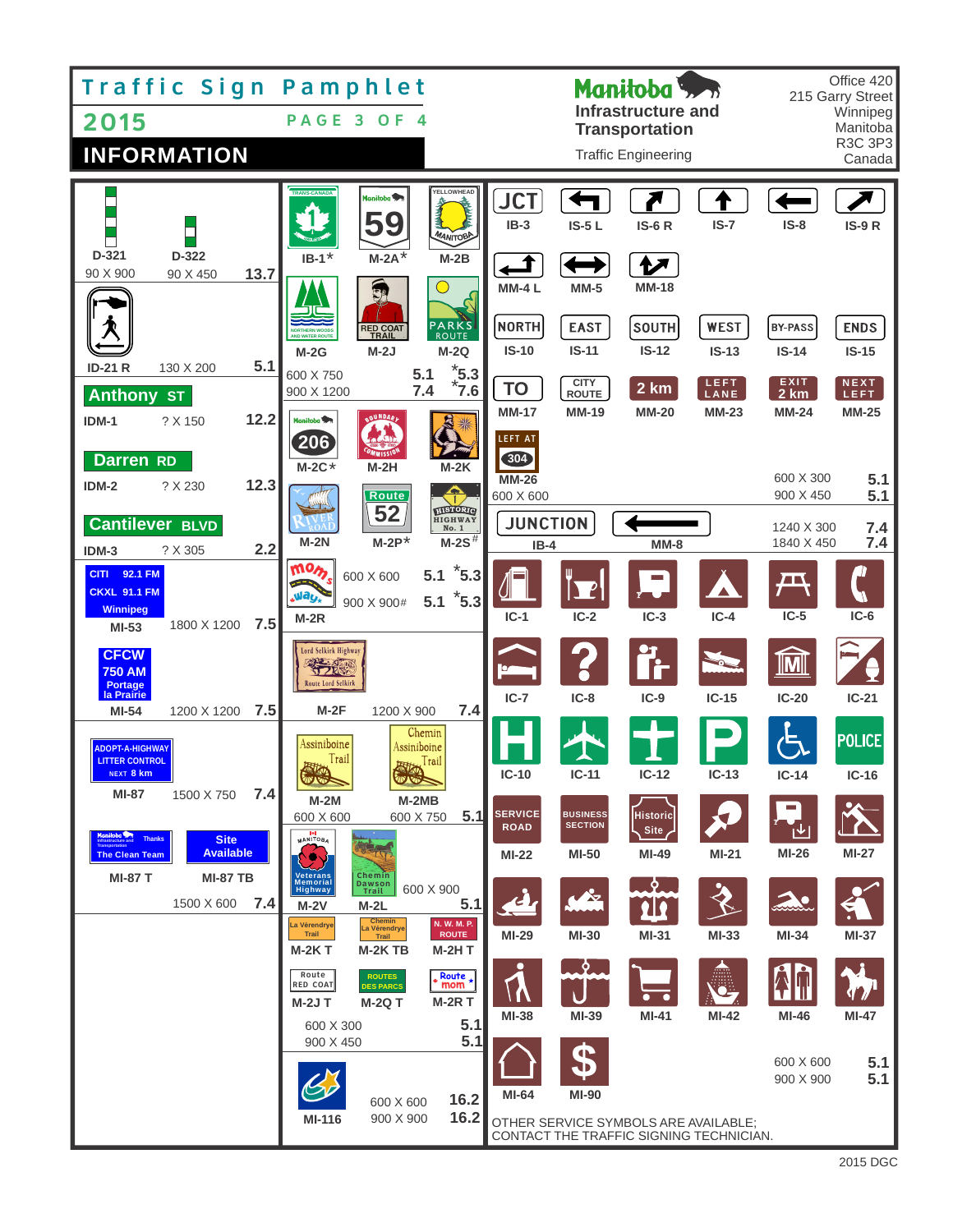# Traffic Sign Pamphlet

## 2015 — PAGE 3 OF 4

## INFORMATION

**Manitoba** Infrastructure and Transportation

Traffic Engineering

Office 420
215 Garry Street
Winnipeg
Manitoba
R3C 3P3
Canada

---

D-321 — 90 X 900
D-322 — 90 X 450 — 13.7

ID-21 R — 130 X 200 — 5.1

Anthony ST
IDM-1 — ? X 150 — 12.2

Darren RD
IDM-2 — ? X 230 — 12.3

Cantilever BLVD
IDM-3 — ? X 305 — 2.2

CITI 92.1 FM
CKXL 91.1 FM
Winnipeg
MI-53 — 1800 X 1200 — 7.5

CFCW
750 AM
Portage la Prairie
MI-54 — 1200 X 1200 — 7.5

ADOPT-A-HIGHWAY
LITTER CONTROL
NEXT 8 km
MI-87 — 1500 X 750 — 7.4

Manitoba Infrastructure and Transportation Thanks The Clean Team
MI-87 T

Site Available
MI-87 TB

1500 X 600 — 7.4

---

TRANS-CANADA 1 — IB-1*
Manitoba 59 — M-2A*
YELLOWHEAD MANITOBA — M-2B

NORTHERN WOODS AND WATER ROUTE — M-2G
RED COAT TRAIL — M-2J
PARKS ROUTE — M-2Q

600 X 750 — 5.1 — *5.3
900 X 1200 — 7.4 — *7.6

Manitoba 206 — M-2C*
BOUNDARY COMMISSION — M-2H
M-2K

RIVER ROAD — M-2N
Route 52 — M-2P*
HISTORIC HIGHWAY No. 1 — M-2S#

mom's way — M-2R
600 X 600 — 5.1 — *5.3
900 X 900# — 5.1 — *5.3

Lord Selkirk Highway / Route Lord Selkirk — M-2F — 1200 X 900 — 7.4

Assiniboine Trail — M-2M — 600 X 600
Chemin Assiniboine Trail — M-2MB — 600 X 750 — 5.1

MANITOBA Veterans Memorial Highway — M-2V
Chemin Dawson Trail — M-2L
600 X 900 — 5.1

La Vérendrye Trail — M-2K T
Chemin La Vérendrye Trail — M-2K TB
N. W. M. P. ROUTE — M-2H T

Route RED COAT — M-2J T
ROUTES DES PARCS — M-2Q T
Route mom — M-2R T

600 X 300 — 5.1
900 X 450 — 5.1

MI-116
600 X 600 — 16.2
900 X 900 — 16.2

---

JCT — IB-3
IS-5 L
IS-6 R
IS-7
IS-8
IS-9 R

MM-4 L
MM-5
MM-18

NORTH — IS-10
EAST — IS-11
SOUTH — IS-12
WEST — IS-13
BY-PASS — IS-14
ENDS — IS-15

TO — MM-17
CITY ROUTE — MM-19
2 km — MM-20
LEFT LANE — MM-23
EXIT 2 km — MM-24
NEXT LEFT — MM-25

LEFT AT 304 — MM-26

600 X 600
600 X 300 — 5.1
900 X 450 — 5.1

JUNCTION — IB-4
MM-8
1240 X 300 — 7.4
1840 X 450 — 7.4

IC-1, IC-2, IC-3, IC-4, IC-5, IC-6

IC-7, IC-8, IC-9, IC-15, IC-20, IC-21

IC-10, IC-11, IC-12, IC-13, IC-14, POLICE — IC-16

SERVICE ROAD — MI-22
BUSINESS SECTION — MI-50
Historic Site — MI-49
MI-21, MI-26, MI-27

MI-29, MI-30, MI-31, MI-33, MI-34, MI-37

MI-38, MI-39, MI-41, MI-42, MI-46, MI-47

MI-64, MI-90

600 X 600 — 5.1
900 X 900 — 5.1

OTHER SERVICE SYMBOLS ARE AVAILABLE;
CONTACT THE TRAFFIC SIGNING TECHNICIAN.

2015 DGC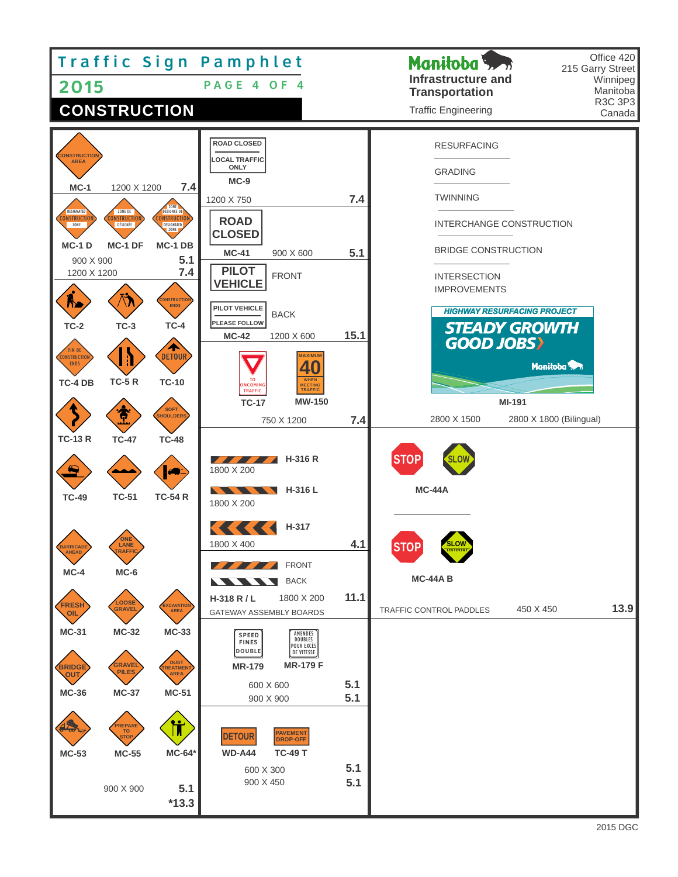# Traffic Sign Pamphlet

## 2015

PAGE 4 OF 4

## CONSTRUCTION

Manitoba
Infrastructure and Transportation
Traffic Engineering

Office 420
215 Garry Street
Winnipeg
Manitoba
R3C 3P3
Canada

CONSTRUCTION AREA

MC-1 1200 X 1200 7.4

MC-1 D MC-1 DF MC-1 DB

900 X 900 5.1
1200 X 1200 7.4

TC-2 TC-3 TC-4

TC-4 DB TC-5 R TC-10

TC-13 R TC-47 TC-48

TC-49 TC-51 TC-54 R

MC-4 MC-6

MC-31 MC-32 MC-33

MC-36 MC-37 MC-51

MC-53 MC-55 MC-64*

900 X 900 5.1
*13.3

ROAD CLOSED / LOCAL TRAFFIC ONLY

MC-9

1200 X 750 7.4

ROAD CLOSED

MC-41 900 X 600 5.1

PILOT VEHICLE — FRONT

PILOT VEHICLE PLEASE FOLLOW — BACK

MC-42 1200 X 600 15.1

TC-17 MW-150

750 X 1200 7.4

H-316 R
1800 X 200

H-316 L
1800 X 200

H-317
1800 X 400 4.1

FRONT

BACK

H-318 R / L 1800 X 200 11.1

GATEWAY ASSEMBLY BOARDS

MR-179 MR-179 F

600 X 600 5.1
900 X 900 5.1

WD-A44 TC-49 T

600 X 300 5.1
900 X 450 5.1

RESURFACING

GRADING

TWINNING

INTERCHANGE CONSTRUCTION

BRIDGE CONSTRUCTION

INTERSECTION IMPROVEMENTS

HIGHWAY RESURFACING PROJECT
STEADY GROWTH GOOD JOBS

MI-191

2800 X 1500 2800 X 1800 (Bilingual)

MC-44A

MC-44A B

TRAFFIC CONTROL PADDLES 450 X 450 13.9

2015 DGC